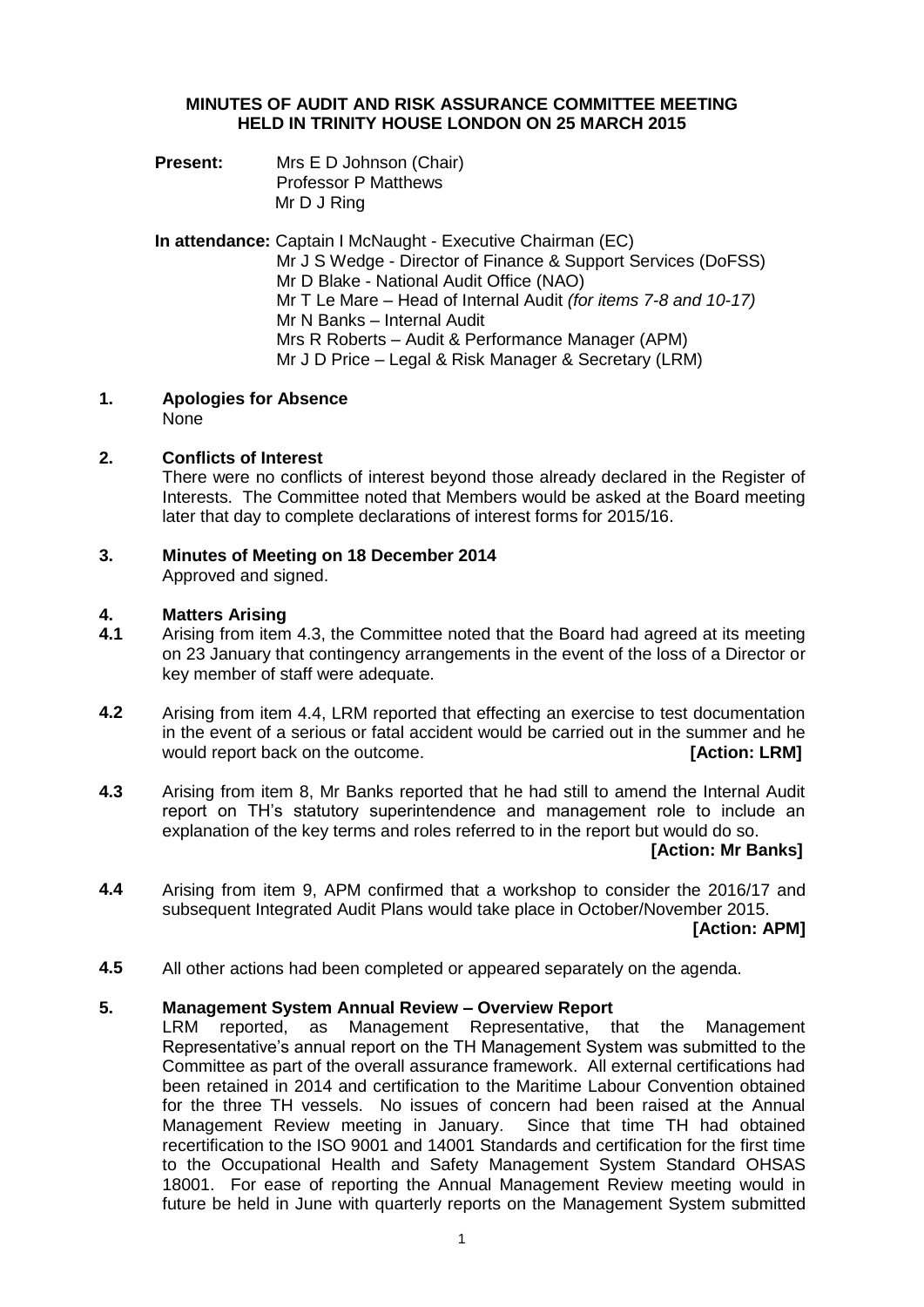**MINUTES OF AUDIT AND RISK ASSURANCE COMMITTEE MEETING HELD IN TRINITY HOUSE LONDON ON 25 MARCH 2015**

**Present:** Mrs E D Johnson (Chair)
Professor P Matthews
Mr D J Ring

**In attendance:** Captain I McNaught - Executive Chairman (EC)
Mr J S Wedge - Director of Finance & Support Services (DoFSS)
Mr D Blake - National Audit Office (NAO)
Mr T Le Mare – Head of Internal Audit *(for items 7-8 and 10-17)*
Mr N Banks – Internal Audit
Mrs R Roberts – Audit & Performance Manager (APM)
Mr J D Price – Legal & Risk Manager & Secretary (LRM)

**1. Apologies for Absence**

None

**2. Conflicts of Interest**

There were no conflicts of interest beyond those already declared in the Register of Interests. The Committee noted that Members would be asked at the Board meeting later that day to complete declarations of interest forms for 2015/16.

**3. Minutes of Meeting on 18 December 2014**

Approved and signed.

**4. Matters Arising**

**4.1** Arising from item 4.3, the Committee noted that the Board had agreed at its meeting on 23 January that contingency arrangements in the event of the loss of a Director or key member of staff were adequate.

**4.2** Arising from item 4.4, LRM reported that effecting an exercise to test documentation in the event of a serious or fatal accident would be carried out in the summer and he would report back on the outcome. **[Action: LRM]**

**4.3** Arising from item 8, Mr Banks reported that he had still to amend the Internal Audit report on TH's statutory superintendence and management role to include an explanation of the key terms and roles referred to in the report but would do so. **[Action: Mr Banks]**

**4.4** Arising from item 9, APM confirmed that a workshop to consider the 2016/17 and subsequent Integrated Audit Plans would take place in October/November 2015. **[Action: APM]**

**4.5** All other actions had been completed or appeared separately on the agenda.

**5. Management System Annual Review – Overview Report**

LRM reported, as Management Representative, that the Management Representative's annual report on the TH Management System was submitted to the Committee as part of the overall assurance framework. All external certifications had been retained in 2014 and certification to the Maritime Labour Convention obtained for the three TH vessels. No issues of concern had been raised at the Annual Management Review meeting in January. Since that time TH had obtained recertification to the ISO 9001 and 14001 Standards and certification for the first time to the Occupational Health and Safety Management System Standard OHSAS 18001. For ease of reporting the Annual Management Review meeting would in future be held in June with quarterly reports on the Management System submitted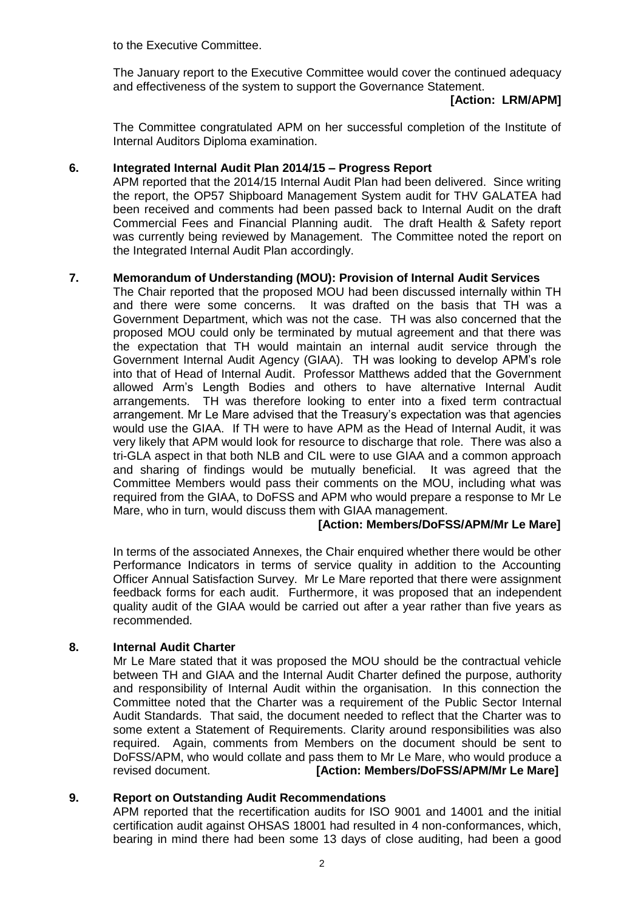to the Executive Committee.

The January report to the Executive Committee would cover the continued adequacy and effectiveness of the system to support the Governance Statement.

**[Action: LRM/APM]**

The Committee congratulated APM on her successful completion of the Institute of Internal Auditors Diploma examination.

## 6. Integrated Internal Audit Plan 2014/15 – Progress Report

APM reported that the 2014/15 Internal Audit Plan had been delivered. Since writing the report, the OP57 Shipboard Management System audit for THV GALATEA had been received and comments had been passed back to Internal Audit on the draft Commercial Fees and Financial Planning audit. The draft Health & Safety report was currently being reviewed by Management. The Committee noted the report on the Integrated Internal Audit Plan accordingly.

## 7. Memorandum of Understanding (MOU): Provision of Internal Audit Services

The Chair reported that the proposed MOU had been discussed internally within TH and there were some concerns. It was drafted on the basis that TH was a Government Department, which was not the case. TH was also concerned that the proposed MOU could only be terminated by mutual agreement and that there was the expectation that TH would maintain an internal audit service through the Government Internal Audit Agency (GIAA). TH was looking to develop APM's role into that of Head of Internal Audit. Professor Matthews added that the Government allowed Arm's Length Bodies and others to have alternative Internal Audit arrangements. TH was therefore looking to enter into a fixed term contractual arrangement. Mr Le Mare advised that the Treasury's expectation was that agencies would use the GIAA. If TH were to have APM as the Head of Internal Audit, it was very likely that APM would look for resource to discharge that role. There was also a tri-GLA aspect in that both NLB and CIL were to use GIAA and a common approach and sharing of findings would be mutually beneficial. It was agreed that the Committee Members would pass their comments on the MOU, including what was required from the GIAA, to DoFSS and APM who would prepare a response to Mr Le Mare, who in turn, would discuss them with GIAA management.

**[Action: Members/DoFSS/APM/Mr Le Mare]**

In terms of the associated Annexes, the Chair enquired whether there would be other Performance Indicators in terms of service quality in addition to the Accounting Officer Annual Satisfaction Survey. Mr Le Mare reported that there were assignment feedback forms for each audit. Furthermore, it was proposed that an independent quality audit of the GIAA would be carried out after a year rather than five years as recommended.

## 8. Internal Audit Charter

Mr Le Mare stated that it was proposed the MOU should be the contractual vehicle between TH and GIAA and the Internal Audit Charter defined the purpose, authority and responsibility of Internal Audit within the organisation. In this connection the Committee noted that the Charter was a requirement of the Public Sector Internal Audit Standards. That said, the document needed to reflect that the Charter was to some extent a Statement of Requirements. Clarity around responsibilities was also required. Again, comments from Members on the document should be sent to DoFSS/APM, who would collate and pass them to Mr Le Mare, who would produce a revised document. **[Action: Members/DoFSS/APM/Mr Le Mare]**

## 9. Report on Outstanding Audit Recommendations

APM reported that the recertification audits for ISO 9001 and 14001 and the initial certification audit against OHSAS 18001 had resulted in 4 non-conformances, which, bearing in mind there had been some 13 days of close auditing, had been a good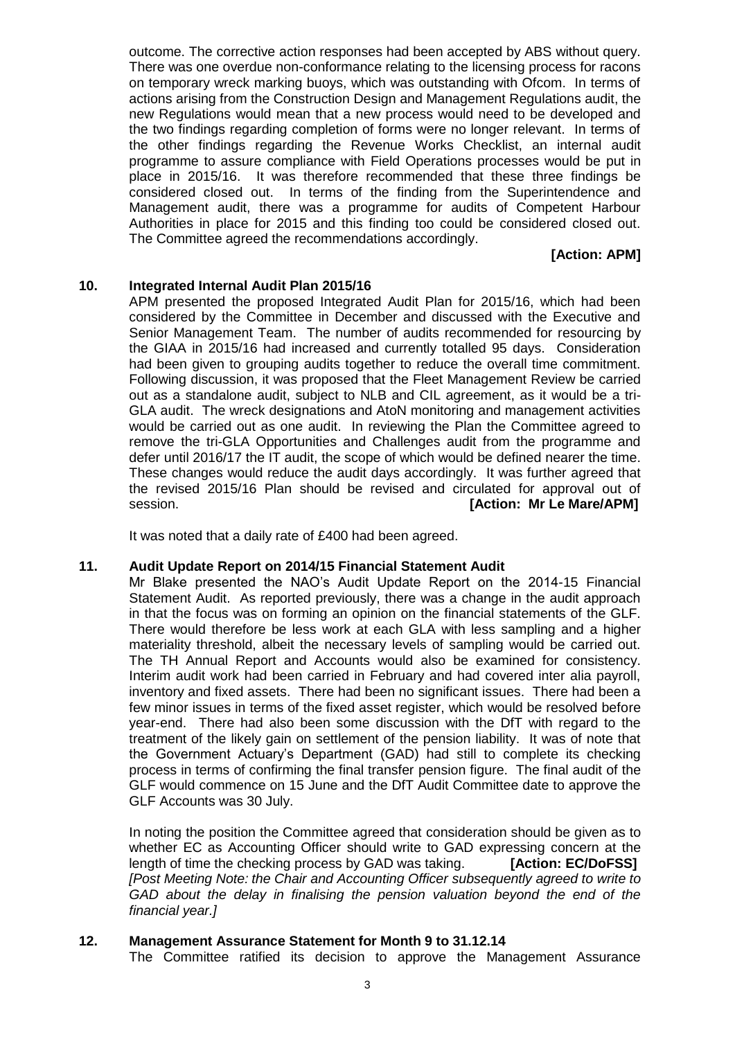outcome. The corrective action responses had been accepted by ABS without query. There was one overdue non-conformance relating to the licensing process for racons on temporary wreck marking buoys, which was outstanding with Ofcom. In terms of actions arising from the Construction Design and Management Regulations audit, the new Regulations would mean that a new process would need to be developed and the two findings regarding completion of forms were no longer relevant. In terms of the other findings regarding the Revenue Works Checklist, an internal audit programme to assure compliance with Field Operations processes would be put in place in 2015/16. It was therefore recommended that these three findings be considered closed out. In terms of the finding from the Superintendence and Management audit, there was a programme for audits of Competent Harbour Authorities in place for 2015 and this finding too could be considered closed out. The Committee agreed the recommendations accordingly.

**[Action: APM]**

**10. Integrated Internal Audit Plan 2015/16**

APM presented the proposed Integrated Audit Plan for 2015/16, which had been considered by the Committee in December and discussed with the Executive and Senior Management Team. The number of audits recommended for resourcing by the GIAA in 2015/16 had increased and currently totalled 95 days. Consideration had been given to grouping audits together to reduce the overall time commitment. Following discussion, it was proposed that the Fleet Management Review be carried out as a standalone audit, subject to NLB and CIL agreement, as it would be a tri-GLA audit. The wreck designations and AtoN monitoring and management activities would be carried out as one audit. In reviewing the Plan the Committee agreed to remove the tri-GLA Opportunities and Challenges audit from the programme and defer until 2016/17 the IT audit, the scope of which would be defined nearer the time. These changes would reduce the audit days accordingly. It was further agreed that the revised 2015/16 Plan should be revised and circulated for approval out of session. **[Action: Mr Le Mare/APM]**

It was noted that a daily rate of £400 had been agreed.

**11. Audit Update Report on 2014/15 Financial Statement Audit**

Mr Blake presented the NAO's Audit Update Report on the 2014-15 Financial Statement Audit. As reported previously, there was a change in the audit approach in that the focus was on forming an opinion on the financial statements of the GLF. There would therefore be less work at each GLA with less sampling and a higher materiality threshold, albeit the necessary levels of sampling would be carried out. The TH Annual Report and Accounts would also be examined for consistency. Interim audit work had been carried in February and had covered inter alia payroll, inventory and fixed assets. There had been no significant issues. There had been a few minor issues in terms of the fixed asset register, which would be resolved before year-end. There had also been some discussion with the DfT with regard to the treatment of the likely gain on settlement of the pension liability. It was of note that the Government Actuary's Department (GAD) had still to complete its checking process in terms of confirming the final transfer pension figure. The final audit of the GLF would commence on 15 June and the DfT Audit Committee date to approve the GLF Accounts was 30 July.

In noting the position the Committee agreed that consideration should be given as to whether EC as Accounting Officer should write to GAD expressing concern at the length of time the checking process by GAD was taking. **[Action: EC/DoFSS]** *[Post Meeting Note: the Chair and Accounting Officer subsequently agreed to write to GAD about the delay in finalising the pension valuation beyond the end of the financial year.]*

**12. Management Assurance Statement for Month 9 to 31.12.14**

The Committee ratified its decision to approve the Management Assurance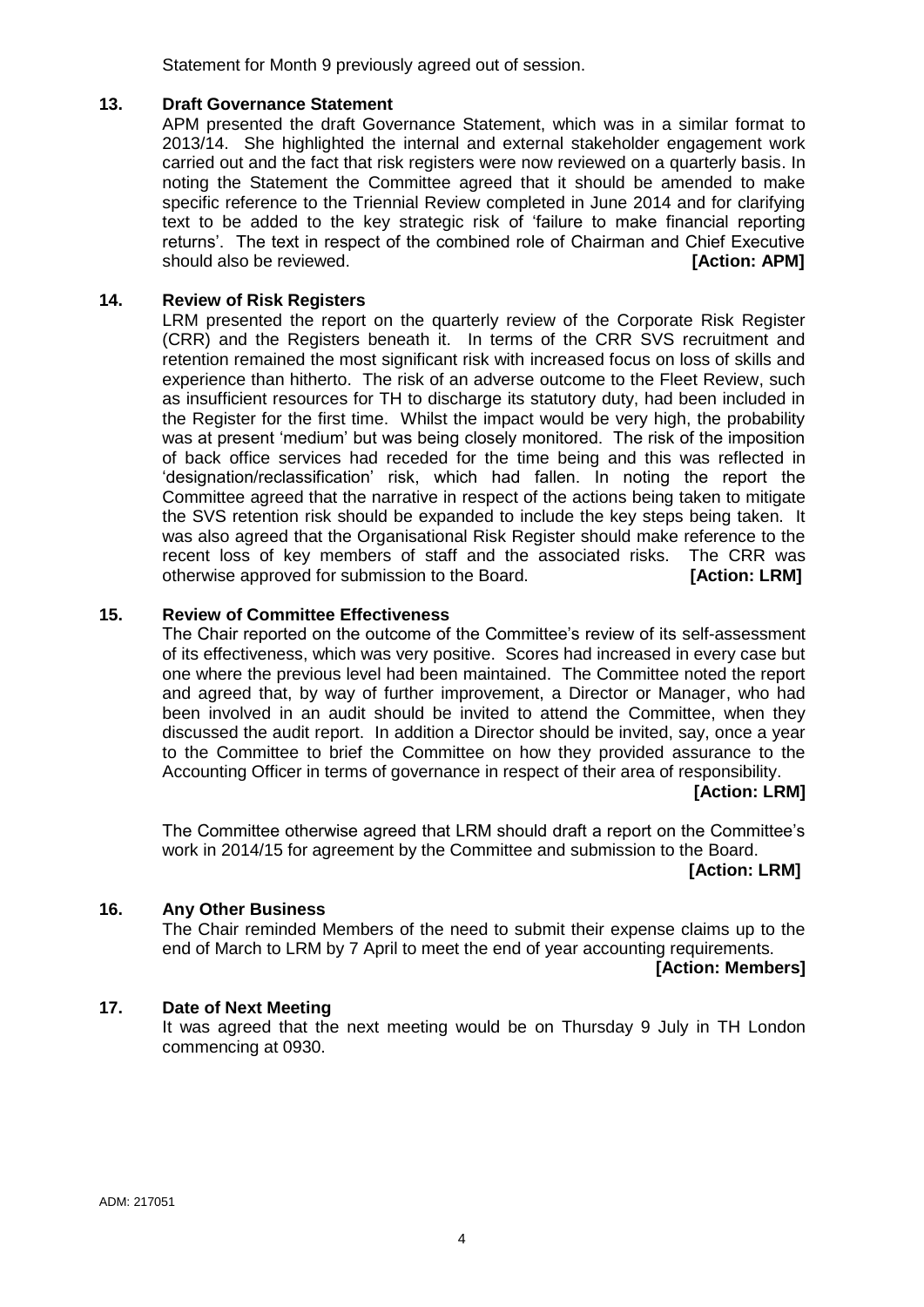Statement for Month 9 previously agreed out of session.

**13. Draft Governance Statement**

APM presented the draft Governance Statement, which was in a similar format to 2013/14. She highlighted the internal and external stakeholder engagement work carried out and the fact that risk registers were now reviewed on a quarterly basis. In noting the Statement the Committee agreed that it should be amended to make specific reference to the Triennial Review completed in June 2014 and for clarifying text to be added to the key strategic risk of 'failure to make financial reporting returns'. The text in respect of the combined role of Chairman and Chief Executive should also be reviewed. **[Action: APM]**

**14. Review of Risk Registers**

LRM presented the report on the quarterly review of the Corporate Risk Register (CRR) and the Registers beneath it. In terms of the CRR SVS recruitment and retention remained the most significant risk with increased focus on loss of skills and experience than hitherto. The risk of an adverse outcome to the Fleet Review, such as insufficient resources for TH to discharge its statutory duty, had been included in the Register for the first time. Whilst the impact would be very high, the probability was at present 'medium' but was being closely monitored. The risk of the imposition of back office services had receded for the time being and this was reflected in 'designation/reclassification' risk, which had fallen. In noting the report the Committee agreed that the narrative in respect of the actions being taken to mitigate the SVS retention risk should be expanded to include the key steps being taken. It was also agreed that the Organisational Risk Register should make reference to the recent loss of key members of staff and the associated risks. The CRR was otherwise approved for submission to the Board. **[Action: LRM]**

**15. Review of Committee Effectiveness**

The Chair reported on the outcome of the Committee's review of its self-assessment of its effectiveness, which was very positive. Scores had increased in every case but one where the previous level had been maintained. The Committee noted the report and agreed that, by way of further improvement, a Director or Manager, who had been involved in an audit should be invited to attend the Committee, when they discussed the audit report. In addition a Director should be invited, say, once a year to the Committee to brief the Committee on how they provided assurance to the Accounting Officer in terms of governance in respect of their area of responsibility.

**[Action: LRM]**

The Committee otherwise agreed that LRM should draft a report on the Committee's work in 2014/15 for agreement by the Committee and submission to the Board.

**[Action: LRM]**

**16. Any Other Business**

The Chair reminded Members of the need to submit their expense claims up to the end of March to LRM by 7 April to meet the end of year accounting requirements.

**[Action: Members]**

**17. Date of Next Meeting**

It was agreed that the next meeting would be on Thursday 9 July in TH London commencing at 0930.

ADM: 217051